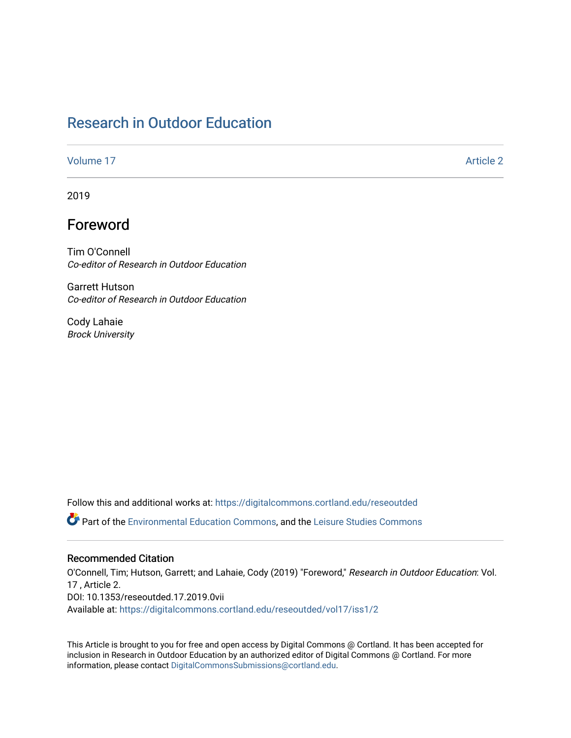# Research in Outdoor Education

Volume 17 Article 2

2019

## Foreword

Tim O'Connell
*Co-editor of Research in Outdoor Education*

Garrett Hutson
*Co-editor of Research in Outdoor Education*

Cody Lahaie
*Brock University*

Follow this and additional works at: https://digitalcommons.cortland.edu/reseoutded

Part of the Environmental Education Commons, and the Leisure Studies Commons

### Recommended Citation

O'Connell, Tim; Hutson, Garrett; and Lahaie, Cody (2019) "Foreword," *Research in Outdoor Education*: Vol. 17 , Article 2.
DOI: 10.1353/reseoutded.17.2019.0vii
Available at: https://digitalcommons.cortland.edu/reseoutded/vol17/iss1/2

This Article is brought to you for free and open access by Digital Commons @ Cortland. It has been accepted for inclusion in Research in Outdoor Education by an authorized editor of Digital Commons @ Cortland. For more information, please contact DigitalCommonsSubmissions@cortland.edu.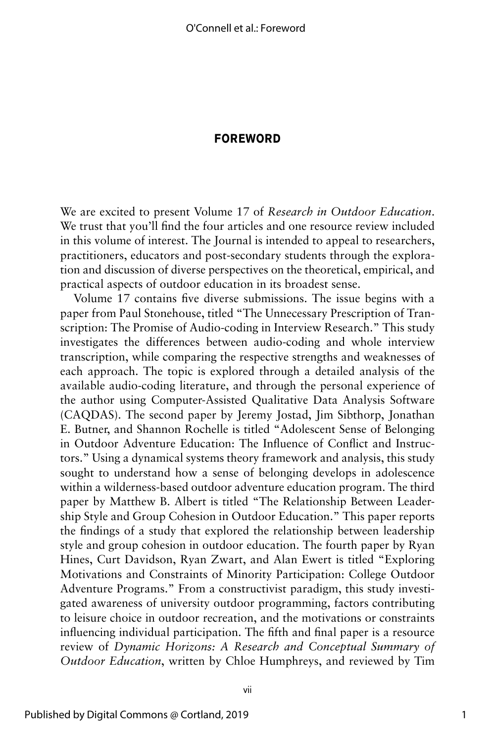## FOREWORD

We are excited to present Volume 17 of *Research in Outdoor Education*. We trust that you'll find the four articles and one resource review included in this volume of interest. The Journal is intended to appeal to researchers, practitioners, educators and post-secondary students through the exploration and discussion of diverse perspectives on the theoretical, empirical, and practical aspects of outdoor education in its broadest sense.

Volume 17 contains five diverse submissions. The issue begins with a paper from Paul Stonehouse, titled "The Unnecessary Prescription of Transcription: The Promise of Audio-coding in Interview Research." This study investigates the differences between audio-coding and whole interview transcription, while comparing the respective strengths and weaknesses of each approach. The topic is explored through a detailed analysis of the available audio-coding literature, and through the personal experience of the author using Computer-Assisted Qualitative Data Analysis Software (CAQDAS). The second paper by Jeremy Jostad, Jim Sibthorp, Jonathan E. Butner, and Shannon Rochelle is titled "Adolescent Sense of Belonging in Outdoor Adventure Education: The Influence of Conflict and Instructors." Using a dynamical systems theory framework and analysis, this study sought to understand how a sense of belonging develops in adolescence within a wilderness-based outdoor adventure education program. The third paper by Matthew B. Albert is titled "The Relationship Between Leadership Style and Group Cohesion in Outdoor Education." This paper reports the findings of a study that explored the relationship between leadership style and group cohesion in outdoor education. The fourth paper by Ryan Hines, Curt Davidson, Ryan Zwart, and Alan Ewert is titled "Exploring Motivations and Constraints of Minority Participation: College Outdoor Adventure Programs." From a constructivist paradigm, this study investigated awareness of university outdoor programming, factors contributing to leisure choice in outdoor recreation, and the motivations or constraints influencing individual participation. The fifth and final paper is a resource review of *Dynamic Horizons: A Research and Conceptual Summary of Outdoor Education*, written by Chloe Humphreys, and reviewed by Tim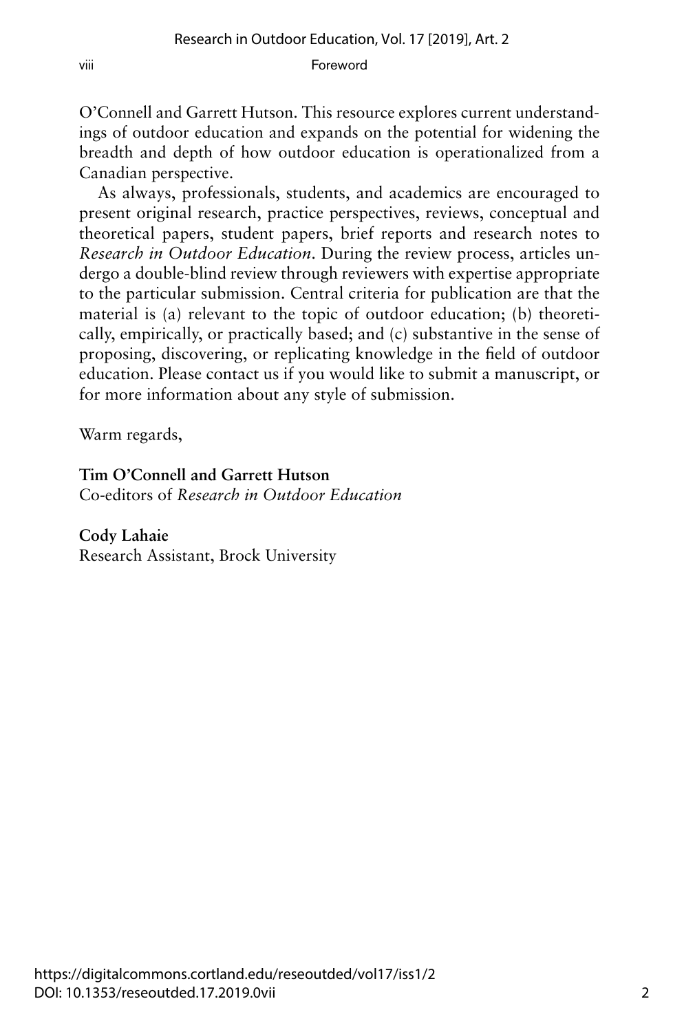O'Connell and Garrett Hutson. This resource explores current understandings of outdoor education and expands on the potential for widening the breadth and depth of how outdoor education is operationalized from a Canadian perspective.

As always, professionals, students, and academics are encouraged to present original research, practice perspectives, reviews, conceptual and theoretical papers, student papers, brief reports and research notes to *Research in Outdoor Education*. During the review process, articles undergo a double-blind review through reviewers with expertise appropriate to the particular submission. Central criteria for publication are that the material is (a) relevant to the topic of outdoor education; (b) theoretically, empirically, or practically based; and (c) substantive in the sense of proposing, discovering, or replicating knowledge in the field of outdoor education. Please contact us if you would like to submit a manuscript, or for more information about any style of submission.

Warm regards,

**Tim O'Connell and Garrett Hutson**
Co-editors of *Research in Outdoor Education*

**Cody Lahaie**
Research Assistant, Brock University